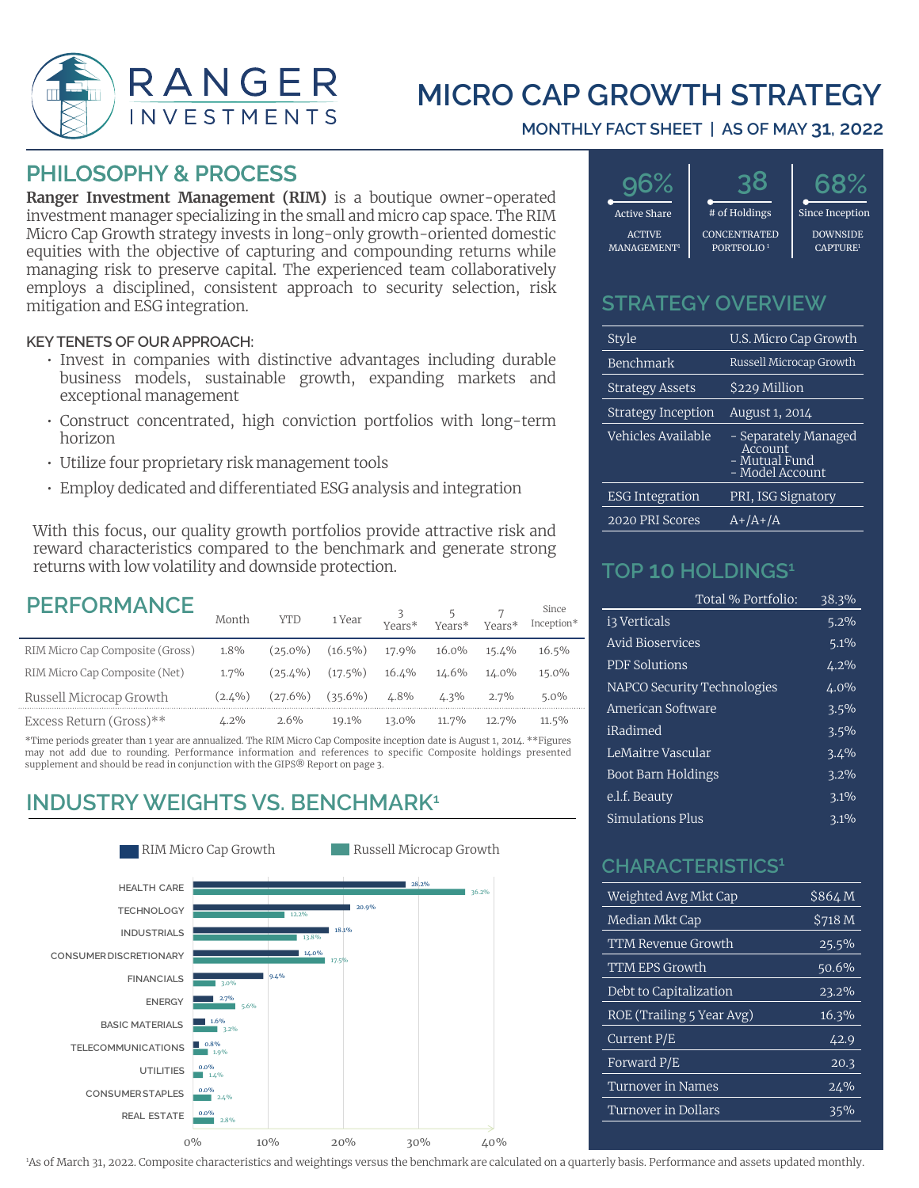# RANGER INVESTMENTS

# MICRO CAP GROWTH STRATEGY

**MONTHLY FACT SHEET | AS OF MAY 31, 2022**

## PHILOSOPHY & PROCESS

**Ranger Investment Management (RIM)** is a boutique owner-operated investment manager specializing in the small and micro cap space. The RIM Micro Cap Growth strategy invests in long-only growth-oriented domestic equities with the objective of capturing and compounding returns while managing risk to preserve capital. The experienced team collaboratively employs a disciplined, consistent approach to security selection, risk mitigation and ESG integration.

**KEY TENETS OF OUR APPROACH:**

- Invest in companies with distinctive advantages including durable business models, sustainable growth, expanding markets and exceptional management
- Construct concentrated, high conviction portfolios with long-term horizon
- Utilize four proprietary risk management tools
- Employ dedicated and differentiated ESG analysis and integration

With this focus, our quality growth portfolios provide attractive risk and reward characteristics compared to the benchmark and generate strong returns with low volatility and downside protection.

## PERFORMANCE

| | Month | YTD | 1 Year | 3 Years* | 5 Years* | 7 Years* | Since Inception* |
|---|---|---|---|---|---|---|---|
| RIM Micro Cap Composite (Gross) | 1.8% | (25.0%) | (16.5%) | 17.9% | 16.0% | 15.4% | 16.5% |
| RIM Micro Cap Composite (Net) | 1.7% | (25.4%) | (17.5%) | 16.4% | 14.6% | 14.0% | 15.0% |
| Russell Microcap Growth | (2.4%) | (27.6%) | (35.6%) | 4.8% | 4.3% | 2.7% | 5.0% |
| Excess Return (Gross)** | 4.2% | 2.6% | 19.1% | 13.0% | 11.7% | 12.7% | 11.5% |

*Time periods greater than 1 year are annualized. The RIM Micro Cap Composite inception date is August 1, 2014. **Figures may not add due to rounding. Performance information and references to specific Composite holdings presented supplement and should be read in conjunction with the GIPS® Report on page 3.

## INDUSTRY WEIGHTS VS. BENCHMARK[1]

| Industry | RIM Micro Cap Growth | Russell Microcap Growth |
|---|---|---|
| HEALTH CARE | 28.2% | 36.2% |
| TECHNOLOGY | 20.9% | 12.2% |
| INDUSTRIALS | 18.1% | 13.8% |
| CONSUMER DISCRETIONARY | 14.0% | 17.5% |
| FINANCIALS | 9.4% | 3.0% |
| ENERGY | 2.7% | 5.6% |
| BASIC MATERIALS | 1.6% | 3.2% |
| TELECOMMUNICATIONS | 0.8% | 1.9% |
| UTILITIES | 0.0% | 1.4% |
| CONSUMER STAPLES | 0.0% | 2.4% |
| REAL ESTATE | 0.0% | 2.8% |

| 96% | 38 | 68% |
|---|---|---|
| Active Share | # of Holdings | Since Inception |
| ACTIVE MANAGEMENT[1] | CONCENTRATED PORTFOLIO[1] | DOWNSIDE CAPTURE[1] |

## STRATEGY OVERVIEW

| | |
|---|---|
| Style | U.S. Micro Cap Growth |
| Benchmark | Russell Microcap Growth |
| Strategy Assets | $229 Million |
| Strategy Inception | August 1, 2014 |
| Vehicles Available | - Separately Managed Account - Mutual Fund - Model Account |
| ESG Integration | PRI, ISG Signatory |
| 2020 PRI Scores | A+/A+/A |

## TOP 10 HOLDINGS[1]

| Total % Portfolio: | 38.3% |
|---|---|
| i3 Verticals | 5.2% |
| Avid Bioservices | 5.1% |
| PDF Solutions | 4.2% |
| NAPCO Security Technologies | 4.0% |
| American Software | 3.5% |
| iRadimed | 3.5% |
| LeMaitre Vascular | 3.4% |
| Boot Barn Holdings | 3.2% |
| e.l.f. Beauty | 3.1% |
| Simulations Plus | 3.1% |

## CHARACTERISTICS[1]

| | |
|---|---|
| Weighted Avg Mkt Cap | $864 M |
| Median Mkt Cap | $718 M |
| TTM Revenue Growth | 25.5% |
| TTM EPS Growth | 50.6% |
| Debt to Capitalization | 23.2% |
| ROE (Trailing 5 Year Avg) | 16.3% |
| Current P/E | 42.9 |
| Forward P/E | 20.3 |
| Turnover in Names | 24% |
| Turnover in Dollars | 35% |

[1]As of March 31, 2022. Composite characteristics and weightings versus the benchmark are calculated on a quarterly basis. Performance and assets updated monthly.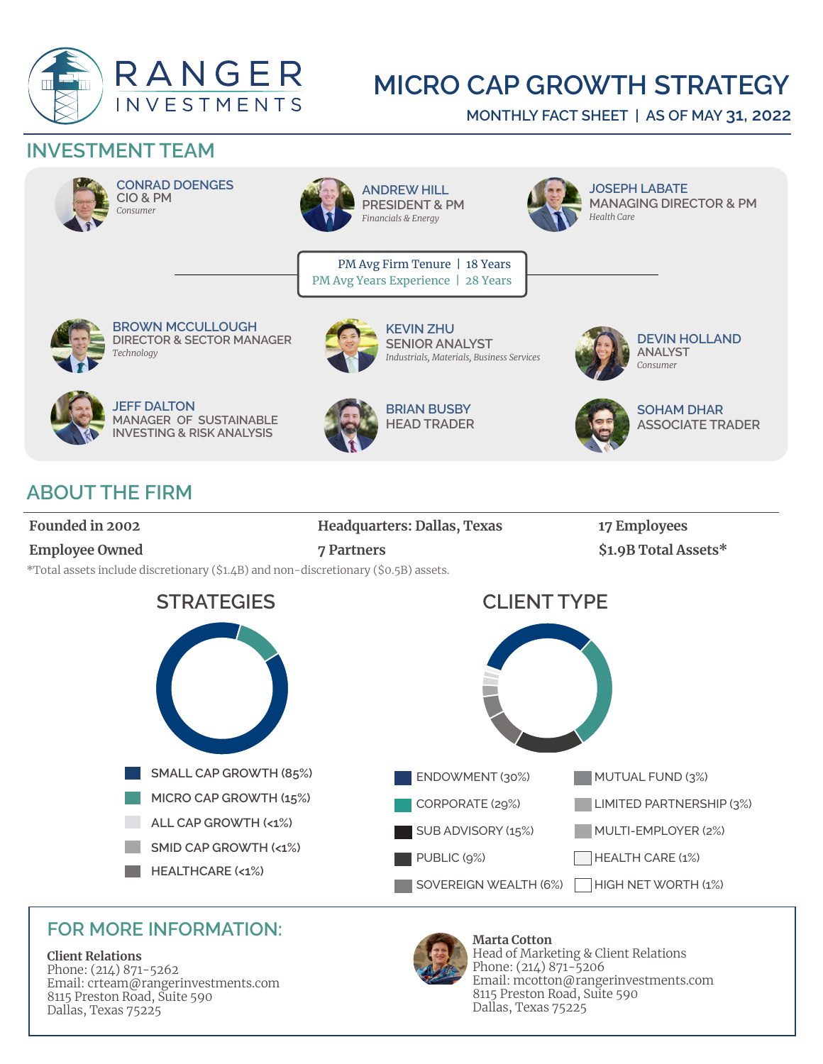# RANGER INVESTMENTS

# MICRO CAP GROWTH STRATEGY

MONTHLY FACT SHEET | AS OF MAY 31, 2022

## INVESTMENT TEAM

**CONRAD DOENGES**
CIO & PM
*Consumer*

**ANDREW HILL**
PRESIDENT & PM
*Financials & Energy*

**JOSEPH LABATE**
MANAGING DIRECTOR & PM
*Health Care*

PM Avg Firm Tenure | 18 Years
PM Avg Years Experience | 28 Years

**BROWN MCCULLOUGH**
DIRECTOR & SECTOR MANAGER
*Technology*

**KEVIN ZHU**
SENIOR ANALYST
*Industrials, Materials, Business Services*

**DEVIN HOLLAND**
ANALYST
*Consumer*

**JEFF DALTON**
MANAGER OF SUSTAINABLE INVESTING & RISK ANALYSIS

**BRIAN BUSBY**
HEAD TRADER

**SOHAM DHAR**
ASSOCIATE TRADER

## ABOUT THE FIRM

| | | |
|---|---|---|
| **Founded in 2002** | **Headquarters: Dallas, Texas** | **17 Employees** |
| **Employee Owned** | **7 Partners** | **$1.9B Total Assets*** |

*Total assets include discretionary ($1.4B) and non-discretionary ($0.5B) assets.

### STRATEGIES

- SMALL CAP GROWTH (85%)
- MICRO CAP GROWTH (15%)
- ALL CAP GROWTH (<1%)
- SMID CAP GROWTH (<1%)
- HEALTHCARE (<1%)

### CLIENT TYPE

- ENDOWMENT (30%)
- CORPORATE (29%)
- SUB ADVISORY (15%)
- PUBLIC (9%)
- SOVEREIGN WEALTH (6%)
- MUTUAL FUND (3%)
- LIMITED PARTNERSHIP (3%)
- MULTI-EMPLOYER (2%)
- HEALTH CARE (1%)
- HIGH NET WORTH (1%)

## FOR MORE INFORMATION:

**Client Relations**
Phone: (214) 871-5262
Email: crteam@rangerinvestments.com
8115 Preston Road, Suite 590
Dallas, Texas 75225

**Marta Cotton**
Head of Marketing & Client Relations
Phone: (214) 871-5206
Email: mcotton@rangerinvestments.com
8115 Preston Road, Suite 590
Dallas, Texas 75225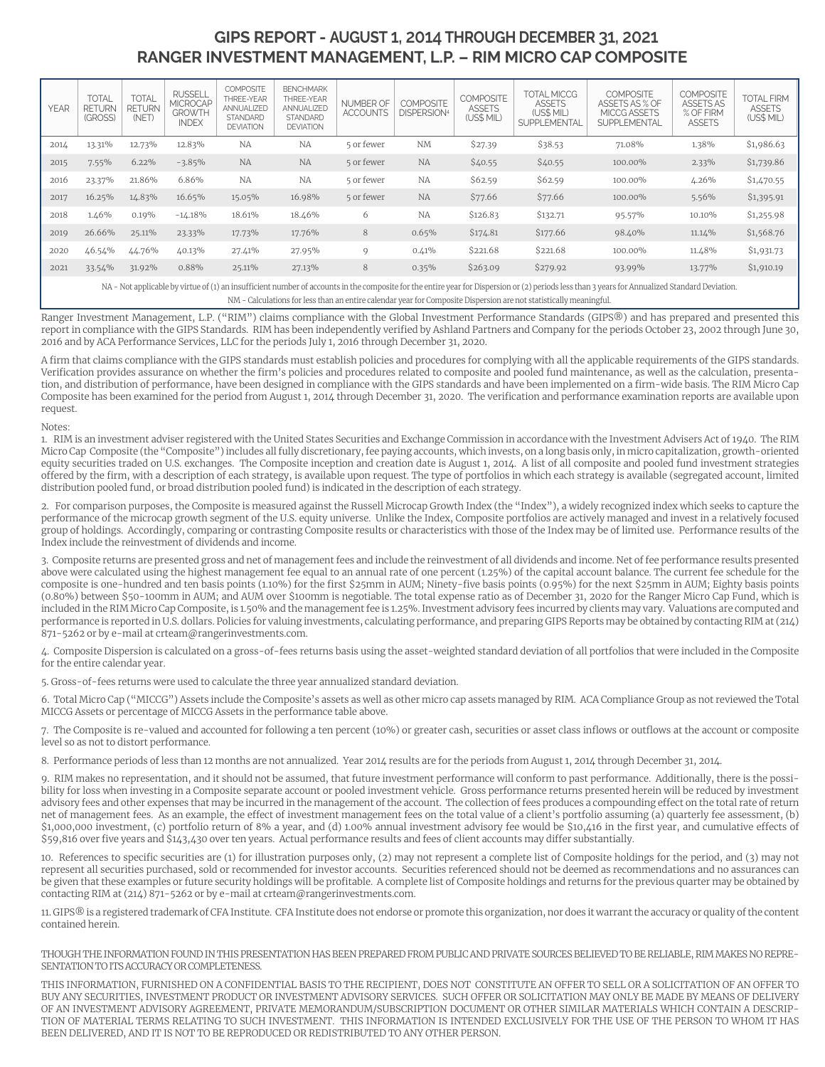# GIPS REPORT - AUGUST 1, 2014 THROUGH DECEMBER 31, 2021
# RANGER INVESTMENT MANAGEMENT, L.P. – RIM MICRO CAP COMPOSITE

| YEAR | TOTAL RETURN (GROSS) | TOTAL RETURN (NET) | RUSSELL MICROCAP GROWTH INDEX | COMPOSITE THREE-YEAR ANNUALIZED STANDARD DEVIATION | BENCHMARK THREE-YEAR ANNUALIZED STANDARD DEVIATION | NUMBER OF ACCOUNTS | COMPOSITE DISPERSION[4] | COMPOSITE ASSETS (US$ MIL) | TOTAL MICCG ASSETS (US$ MIL) SUPPLEMENTAL | COMPOSITE ASSETS AS % OF MICCG ASSETS SUPPLEMENTAL | COMPOSITE ASSETS AS % OF FIRM ASSETS | TOTAL FIRM ASSETS (US$ MIL) |
|---|---|---|---|---|---|---|---|---|---|---|---|---|
| 2014 | 13.31% | 12.73% | 12.83% | NA | NA | 5 or fewer | NM | $27.39 | $38.53 | 71.08% | 1.38% | $1,986.63 |
| 2015 | 7.55% | 6.22% | -3.85% | NA | NA | 5 or fewer | NA | $40.55 | $40.55 | 100.00% | 2.33% | $1,739.86 |
| 2016 | 23.37% | 21.86% | 6.86% | NA | NA | 5 or fewer | NA | $62.59 | $62.59 | 100.00% | 4.26% | $1,470.55 |
| 2017 | 16.25% | 14.83% | 16.65% | 15.05% | 16.98% | 5 or fewer | NA | $77.66 | $77.66 | 100.00% | 5.56% | $1,395.91 |
| 2018 | 1.46% | 0.19% | -14.18% | 18.61% | 18.46% | 6 | NA | $126.83 | $132.71 | 95.57% | 10.10% | $1,255.98 |
| 2019 | 26.66% | 25.11% | 23.33% | 17.73% | 17.76% | 8 | 0.65% | $174.81 | $177.66 | 98.40% | 11.14% | $1,568.76 |
| 2020 | 46.54% | 44.76% | 40.13% | 27.41% | 27.95% | 9 | 0.41% | $221.68 | $221.68 | 100.00% | 11.48% | $1,931.73 |
| 2021 | 33.54% | 31.92% | 0.88% | 25.11% | 27.13% | 8 | 0.35% | $263.09 | $279.92 | 93.99% | 13.77% | $1,910.19 |

NA - Not applicable by virtue of (1) an insufficient number of accounts in the composite for the entire year for Dispersion or (2) periods less than 3 years for Annualized Standard Deviation.

NM - Calculations for less than an entire calendar year for Composite Dispersion are not statistically meaningful.

Ranger Investment Management, L.P. ("RIM") claims compliance with the Global Investment Performance Standards (GIPS®) and has prepared and presented this report in compliance with the GIPS Standards. RIM has been independently verified by Ashland Partners and Company for the periods October 23, 2002 through June 30, 2016 and by ACA Performance Services, LLC for the periods July 1, 2016 through December 31, 2020.

A firm that claims compliance with the GIPS standards must establish policies and procedures for complying with all the applicable requirements of the GIPS standards. Verification provides assurance on whether the firm's policies and procedures related to composite and pooled fund maintenance, as well as the calculation, presentation, and distribution of performance, have been designed in compliance with the GIPS standards and have been implemented on a firm-wide basis. The RIM Micro Cap Composite has been examined for the period from August 1, 2014 through December 31, 2020. The verification and performance examination reports are available upon request.

Notes:

1. RIM is an investment adviser registered with the United States Securities and Exchange Commission in accordance with the Investment Advisers Act of 1940. The RIM Micro Cap Composite (the "Composite") includes all fully discretionary, fee paying accounts, which invests, on a long basis only, in micro capitalization, growth-oriented equity securities traded on U.S. exchanges. The Composite inception and creation date is August 1, 2014. A list of all composite and pooled fund investment strategies offered by the firm, with a description of each strategy, is available upon request. The type of portfolios in which each strategy is available (segregated account, limited distribution pooled fund, or broad distribution pooled fund) is indicated in the description of each strategy.

2. For comparison purposes, the Composite is measured against the Russell Microcap Growth Index (the "Index"), a widely recognized index which seeks to capture the performance of the microcap growth segment of the U.S. equity universe. Unlike the Index, Composite portfolios are actively managed and invest in a relatively focused group of holdings. Accordingly, comparing or contrasting Composite results or characteristics with those of the Index may be of limited use. Performance results of the Index include the reinvestment of dividends and income.

3. Composite returns are presented gross and net of management fees and include the reinvestment of all dividends and income. Net of fee performance results presented above were calculated using the highest management fee equal to an annual rate of one percent (1.25%) of the capital account balance. The current fee schedule for the composite is one-hundred and ten basis points (1.10%) for the first $25mm in AUM; Ninety-five basis points (0.95%) for the next $25mm in AUM; Eighty basis points (0.80%) between $50-100mm in AUM; and AUM over $100mm is negotiable. The total expense ratio as of December 31, 2020 for the Ranger Micro Cap Fund, which is included in the RIM Micro Cap Composite, is 1.50% and the management fee is 1.25%. Investment advisory fees incurred by clients may vary. Valuations are computed and performance is reported in U.S. dollars. Policies for valuing investments, calculating performance, and preparing GIPS Reports may be obtained by contacting RIM at (214) 871-5262 or by e-mail at crteam@rangerinvestments.com.

4. Composite Dispersion is calculated on a gross-of-fees returns basis using the asset-weighted standard deviation of all portfolios that were included in the Composite for the entire calendar year.

5. Gross-of-fees returns were used to calculate the three year annualized standard deviation.

6. Total Micro Cap ("MICCG") Assets include the Composite's assets as well as other micro cap assets managed by RIM. ACA Compliance Group as not reviewed the Total MICCG Assets or percentage of MICCG Assets in the performance table above.

7. The Composite is re-valued and accounted for following a ten percent (10%) or greater cash, securities or asset class inflows or outflows at the account or composite level so as not to distort performance.

8. Performance periods of less than 12 months are not annualized. Year 2014 results are for the periods from August 1, 2014 through December 31, 2014.

9. RIM makes no representation, and it should not be assumed, that future investment performance will conform to past performance. Additionally, there is the possibility for loss when investing in a Composite separate account or pooled investment vehicle. Gross performance returns presented herein will be reduced by investment advisory fees and other expenses that may be incurred in the management of the account. The collection of fees produces a compounding effect on the total rate of return net of management fees. As an example, the effect of investment management fees on the total value of a client's portfolio assuming (a) quarterly fee assessment, (b) $1,000,000 investment, (c) portfolio return of 8% a year, and (d) 1.00% annual investment advisory fee would be $10,416 in the first year, and cumulative effects of $59,816 over five years and $143,430 over ten years. Actual performance results and fees of client accounts may differ substantially.

10. References to specific securities are (1) for illustration purposes only, (2) may not represent a complete list of Composite holdings for the period, and (3) may not represent all securities purchased, sold or recommended for investor accounts. Securities referenced should not be deemed as recommendations and no assurances can be given that these examples or future security holdings will be profitable. A complete list of Composite holdings and returns for the previous quarter may be obtained by contacting RIM at (214) 871-5262 or by e-mail at crteam@rangerinvestments.com.

11. GIPS® is a registered trademark of CFA Institute. CFA Institute does not endorse or promote this organization, nor does it warrant the accuracy or quality of the content contained herein.

THOUGH THE INFORMATION FOUND IN THIS PRESENTATION HAS BEEN PREPARED FROM PUBLIC AND PRIVATE SOURCES BELIEVED TO BE RELIABLE, RIM MAKES NO REPRESENTATION TO ITS ACCURACY OR COMPLETENESS.

THIS INFORMATION, FURNISHED ON A CONFIDENTIAL BASIS TO THE RECIPIENT, DOES NOT CONSTITUTE AN OFFER TO SELL OR A SOLICITATION OF AN OFFER TO BUY ANY SECURITIES, INVESTMENT PRODUCT OR INVESTMENT ADVISORY SERVICES. SUCH OFFER OR SOLICITATION MAY ONLY BE MADE BY MEANS OF DELIVERY OF AN INVESTMENT ADVISORY AGREEMENT, PRIVATE MEMORANDUM/SUBSCRIPTION DOCUMENT OR OTHER SIMILAR MATERIALS WHICH CONTAIN A DESCRIPTION OF MATERIAL TERMS RELATING TO SUCH INVESTMENT. THIS INFORMATION IS INTENDED EXCLUSIVELY FOR THE USE OF THE PERSON TO WHOM IT HAS BEEN DELIVERED, AND IT IS NOT TO BE REPRODUCED OR REDISTRIBUTED TO ANY OTHER PERSON.